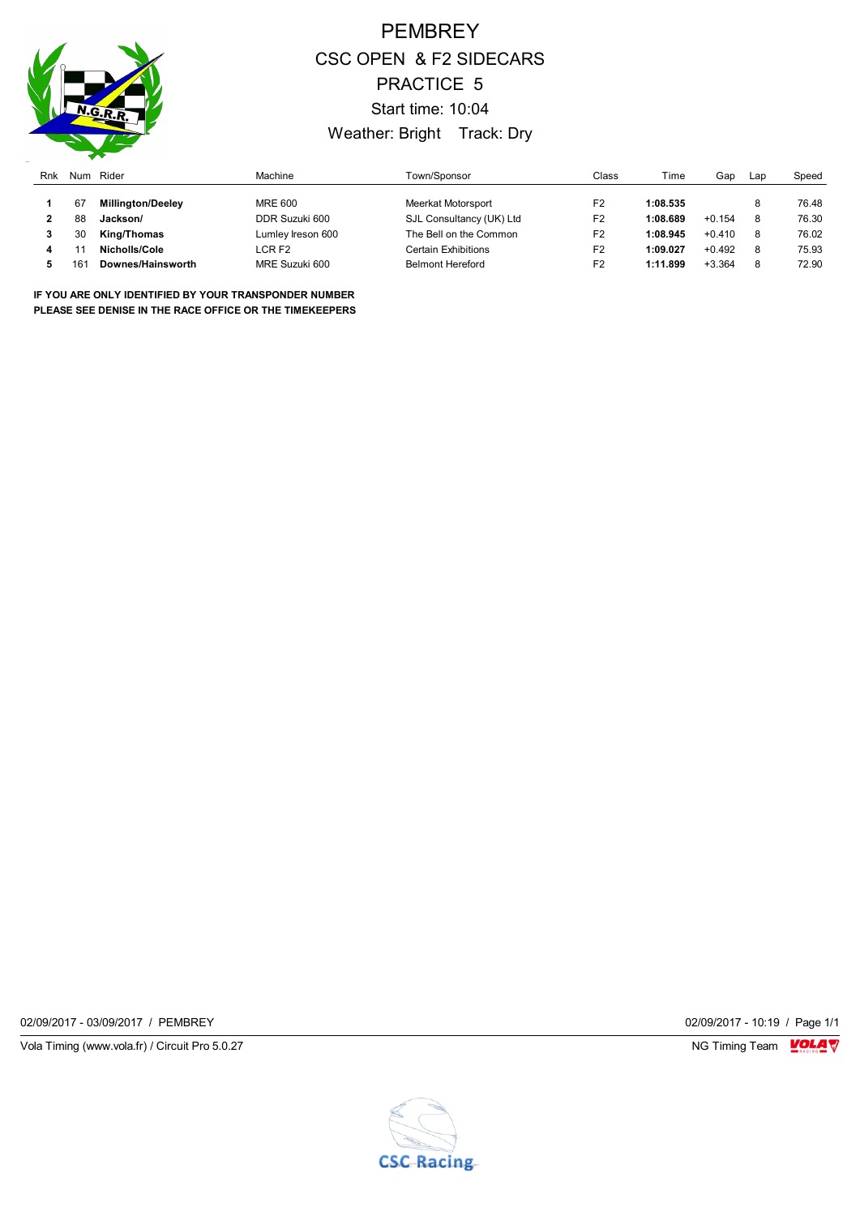# PEMBREY

## CSC OPEN & F2 SIDECARS

## PRACTICE 5

Start time: 10:04

Weather: Bright Track: Dry

| Rnk | Num | Rider | Machine | Town/Sponsor | Class | Time | Gap | Lap | Speed |
|---|---|---|---|---|---|---|---|---|---|
| **1** | 67 | **Millington/Deeley** | MRE 600 | Meerkat Motorsport | F2 | **1:08.535** | | 8 | 76.48 |
| **2** | 88 | **Jackson/** | DDR Suzuki 600 | SJL Consultancy (UK) Ltd | F2 | **1:08.689** | +0.154 | 8 | 76.30 |
| **3** | 30 | **King/Thomas** | Lumley Ireson 600 | The Bell on the Common | F2 | **1:08.945** | +0.410 | 8 | 76.02 |
| **4** | 11 | **Nicholls/Cole** | LCR F2 | Certain Exhibitions | F2 | **1:09.027** | +0.492 | 8 | 75.93 |
| **5** | 161 | **Downes/Hainsworth** | MRE Suzuki 600 | Belmont Hereford | F2 | **1:11.899** | +3.364 | 8 | 72.90 |

**IF YOU ARE ONLY IDENTIFIED BY YOUR TRANSPONDER NUMBER**
**PLEASE SEE DENISE IN THE RACE OFFICE OR THE TIMEKEEPERS**

02/09/2017 - 03/09/2017 / PEMBREY

02/09/2017 - 10:19

Vola Timing (www.vola.fr) / Circuit Pro 5.0.27

NG Timing Team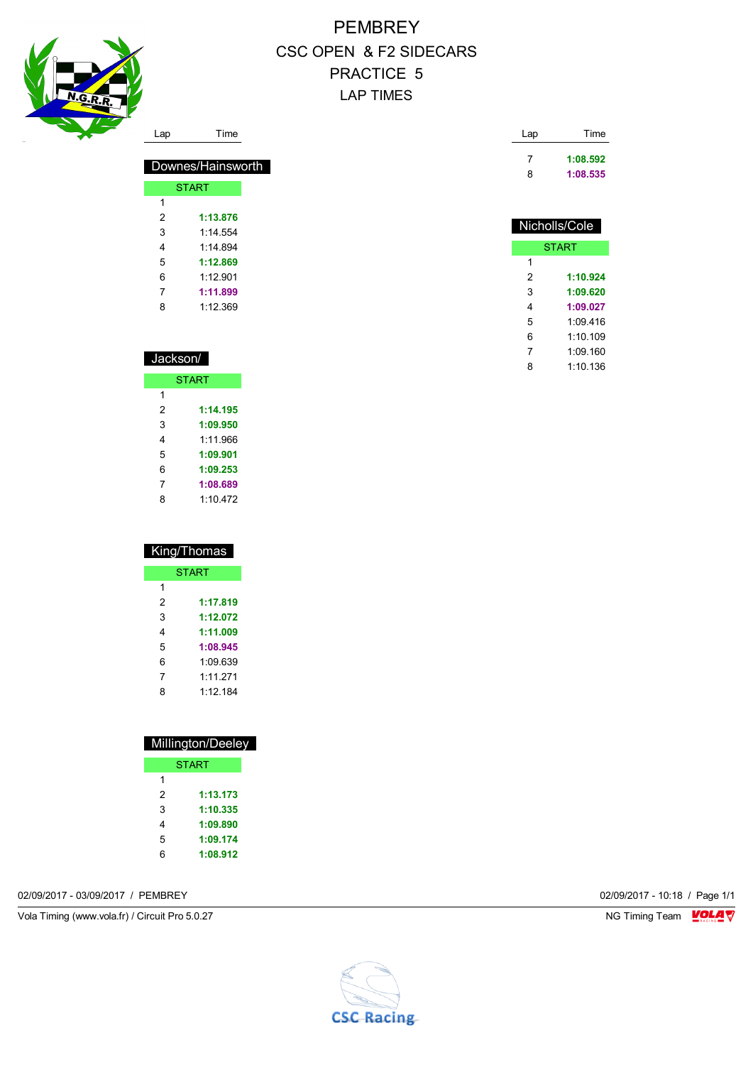# PEMBREY

## CSC OPEN & F2 SIDECARS

## PRACTICE 5

## LAP TIMES

### Downes/Hainsworth

| Lap | Time |
|---|---|
| START | |
| 1 | |
| 2 | **1:13.876** |
| 3 | 1:14.554 |
| 4 | 1:14.894 |
| 5 | **1:12.869** |
| 6 | 1:12.901 |
| 7 | **1:11.899** |
| 8 | 1:12.369 |

### Jackson/

| Lap | Time |
|---|---|
| START | |
| 1 | |
| 2 | **1:14.195** |
| 3 | **1:09.950** |
| 4 | 1:11.966 |
| 5 | **1:09.901** |
| 6 | **1:09.253** |
| 7 | **1:08.689** |
| 8 | 1:10.472 |

### King/Thomas

| Lap | Time |
|---|---|
| START | |
| 1 | |
| 2 | **1:17.819** |
| 3 | **1:12.072** |
| 4 | **1:11.009** |
| 5 | **1:08.945** |
| 6 | 1:09.639 |
| 7 | 1:11.271 |
| 8 | 1:12.184 |

### Millington/Deeley

| Lap | Time |
|---|---|
| START | |
| 1 | |
| 2 | **1:13.173** |
| 3 | **1:10.335** |
| 4 | **1:09.890** |
| 5 | **1:09.174** |
| 6 | **1:08.912** |
| 7 | **1:08.592** |
| 8 | **1:08.535** |

### Nicholls/Cole

| Lap | Time |
|---|---|
| START | |
| 1 | |
| 2 | **1:10.924** |
| 3 | **1:09.620** |
| 4 | **1:09.027** |
| 5 | 1:09.416 |
| 6 | 1:10.109 |
| 7 | 1:09.160 |
| 8 | 1:10.136 |

02/09/2017 - 03/09/2017 / PEMBREY

02/09/2017 - 10:18

Vola Timing (www.vola.fr) / Circuit Pro 5.0.27

NG Timing Team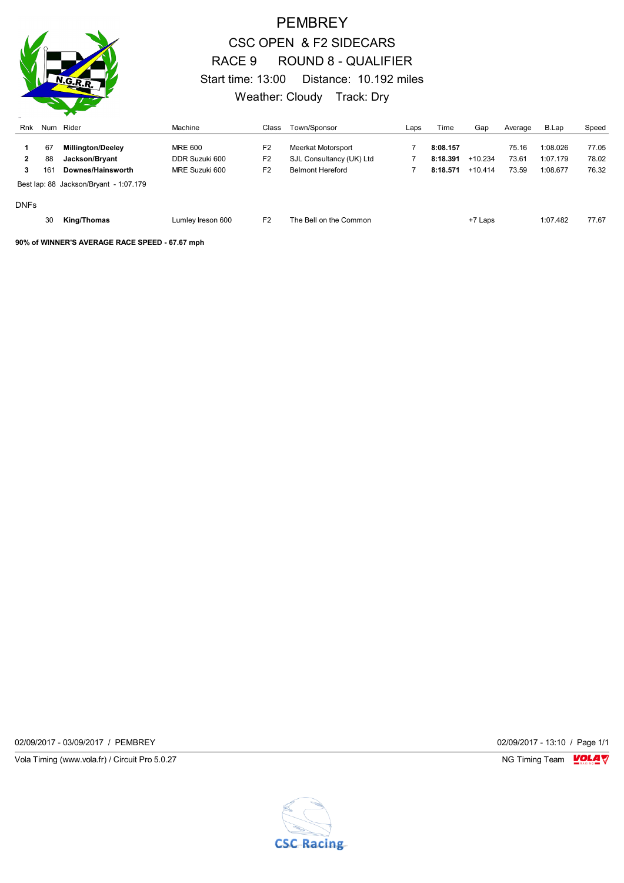# PEMBREY

## CSC OPEN & F2 SIDECARS

## RACE 9 ROUND 8 - QUALIFIER

Start time: 13:00 Distance: 10.192 miles

Weather: Cloudy Track: Dry

| Rnk | Num | Rider | Machine | Class | Town/Sponsor | Laps | Time | Gap | Average | B.Lap | Speed |
|---|---|---|---|---|---|---|---|---|---|---|---|
| **1** | 67 | **Millington/Deeley** | MRE 600 | F2 | Meerkat Motorsport | 7 | **8:08.157** | | 75.16 | 1:08.026 | 77.05 |
| **2** | 88 | **Jackson/Bryant** | DDR Suzuki 600 | F2 | SJL Consultancy (UK) Ltd | 7 | **8:18.391** | +10.234 | 73.61 | 1:07.179 | 78.02 |
| **3** | 161 | **Downes/Hainsworth** | MRE Suzuki 600 | F2 | Belmont Hereford | 7 | **8:18.571** | +10.414 | 73.59 | 1:08.677 | 76.32 |

Best lap: 88 Jackson/Bryant - 1:07.179

DNFs

| Rnk | Num | Rider | Machine | Class | Town/Sponsor | Laps | Time | Gap | Average | B.Lap | Speed |
|---|---|---|---|---|---|---|---|---|---|---|---|
| | 30 | **King/Thomas** | Lumley Ireson 600 | F2 | The Bell on the Common | | | +7 Laps | | 1:07.482 | 77.67 |

**90% of WINNER'S AVERAGE RACE SPEED - 67.67 mph**

02/09/2017 - 03/09/2017 / PEMBREY

02/09/2017 - 13:10 / Page 1/1

Vola Timing (www.vola.fr) / Circuit Pro 5.0.27

NG Timing Team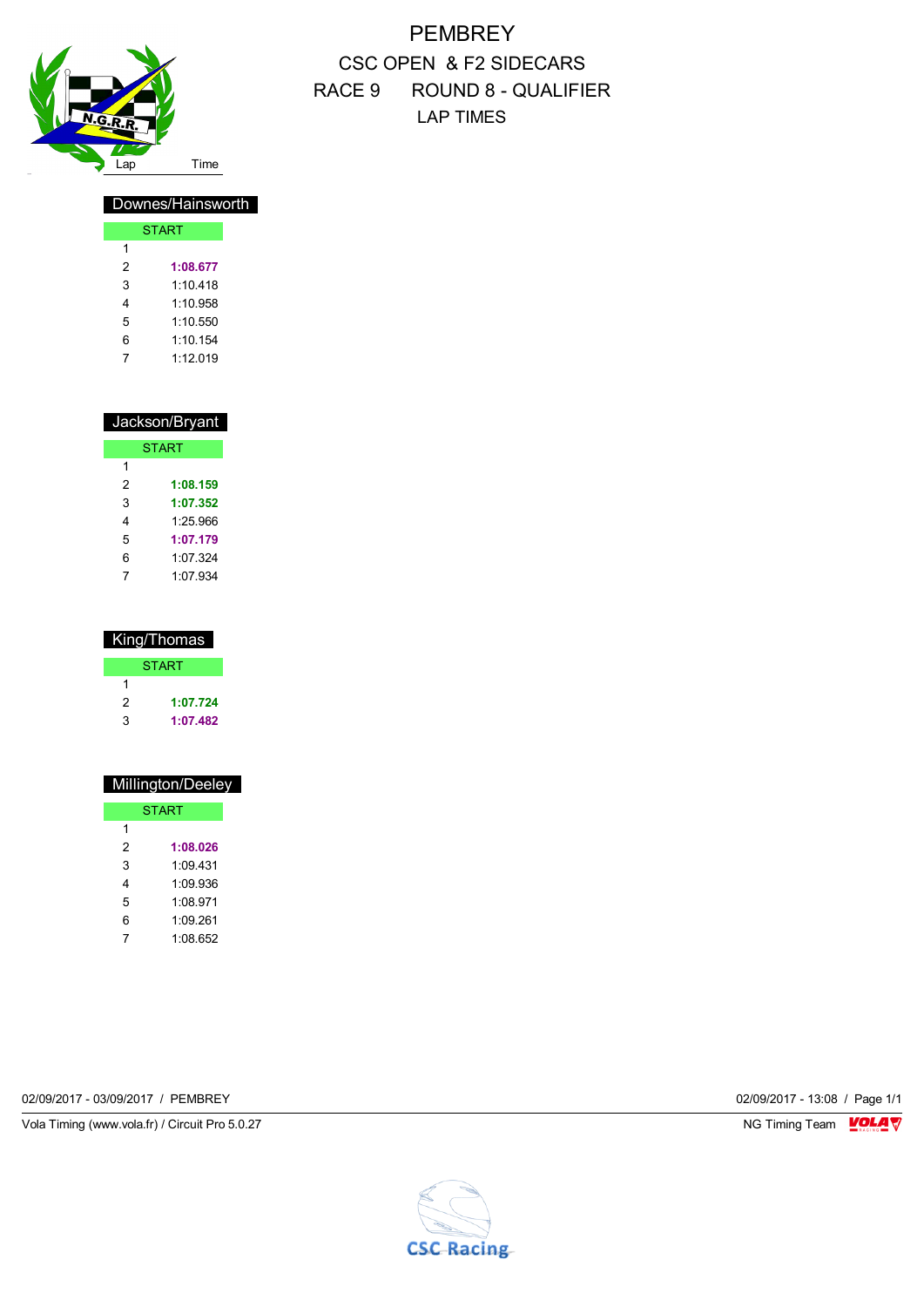# PEMBREY

## CSC OPEN & F2 SIDECARS

## RACE 9 ROUND 8 - QUALIFIER

## LAP TIMES

### Downes/Hainsworth

| Lap | Time |
|---|---|
| START | |
| 1 | |
| 2 | **1:08.677** |
| 3 | 1:10.418 |
| 4 | 1:10.958 |
| 5 | 1:10.550 |
| 6 | 1:10.154 |
| 7 | 1:12.019 |

### Jackson/Bryant

| Lap | Time |
|---|---|
| START | |
| 1 | |
| 2 | **1:08.159** |
| 3 | **1:07.352** |
| 4 | 1:25.966 |
| 5 | **1:07.179** |
| 6 | 1:07.324 |
| 7 | 1:07.934 |

### King/Thomas

| Lap | Time |
|---|---|
| START | |
| 1 | |
| 2 | **1:07.724** |
| 3 | **1:07.482** |

### Millington/Deeley

| Lap | Time |
|---|---|
| START | |
| 1 | |
| 2 | **1:08.026** |
| 3 | 1:09.431 |
| 4 | 1:09.936 |
| 5 | 1:08.971 |
| 6 | 1:09.261 |
| 7 | 1:08.652 |

02/09/2017 - 03/09/2017 / PEMBREY

02/09/2017 - 13:08

Vola Timing (www.vola.fr) / Circuit Pro 5.0.27

NG Timing Team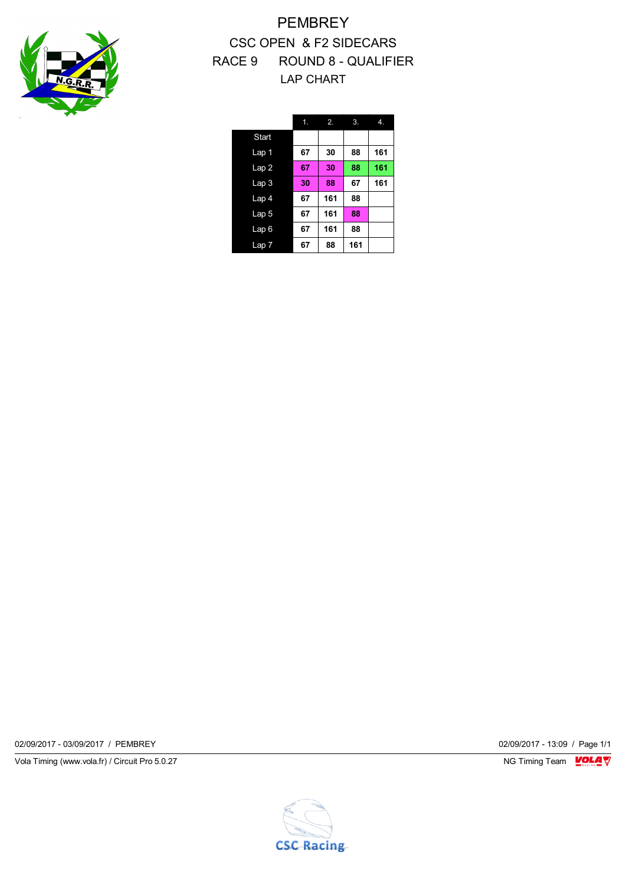# PEMBREY

## CSC OPEN & F2 SIDECARS

## RACE 9 ROUND 8 - QUALIFIER

## LAP CHART

| | 1. | 2. | 3. | 4. |
|---|---|---|---|---|
| Start | | | | |
| Lap 1 | 67 | 30 | 88 | 161 |
| Lap 2 | 67 | 30 | 88 | 161 |
| Lap 3 | 30 | 88 | 67 | 161 |
| Lap 4 | 67 | 161 | 88 | |
| Lap 5 | 67 | 161 | 88 | |
| Lap 6 | 67 | 161 | 88 | |
| Lap 7 | 67 | 88 | 161 | |

02/09/2017 - 03/09/2017 / PEMBREY

02/09/2017 - 13:09

Vola Timing (www.vola.fr) / Circuit Pro 5.0.27

NG Timing Team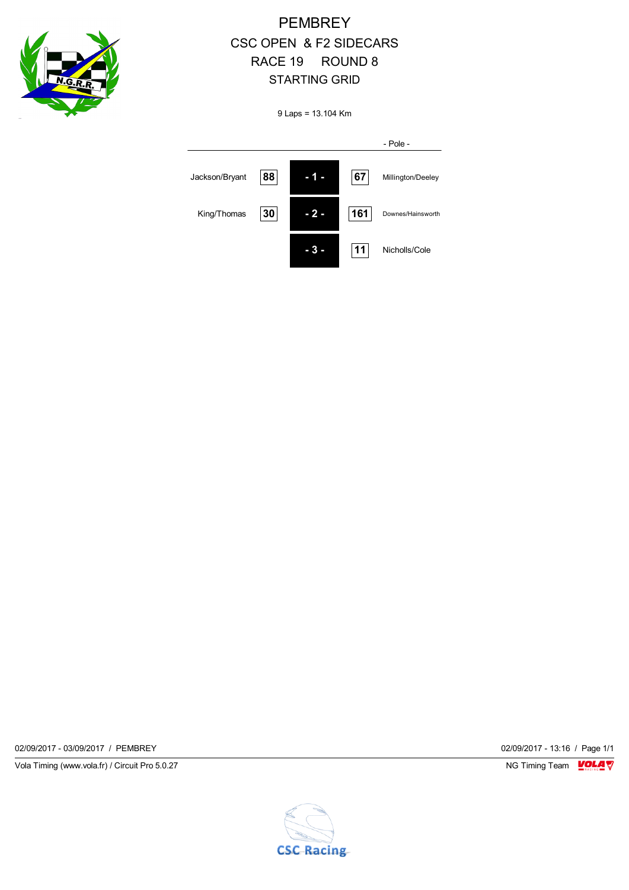# PEMBREY

## CSC OPEN & F2 SIDECARS

## RACE 19 ROUND 8

## STARTING GRID

9 Laps = 13.104 Km

| | | Row | | - Pole - |
|---|---|---|---|---|
| Jackson/Bryant | 88 | - 1 - | 67 | Millington/Deeley |
| King/Thomas | 30 | - 2 - | 161 | Downes/Hainsworth |
| | | - 3 - | 11 | Nicholls/Cole |

02/09/2017 - 03/09/2017 / PEMBREY

02/09/2017 - 13:16 / Page 1/1

Vola Timing (www.vola.fr) / Circuit Pro 5.0.27

NG Timing Team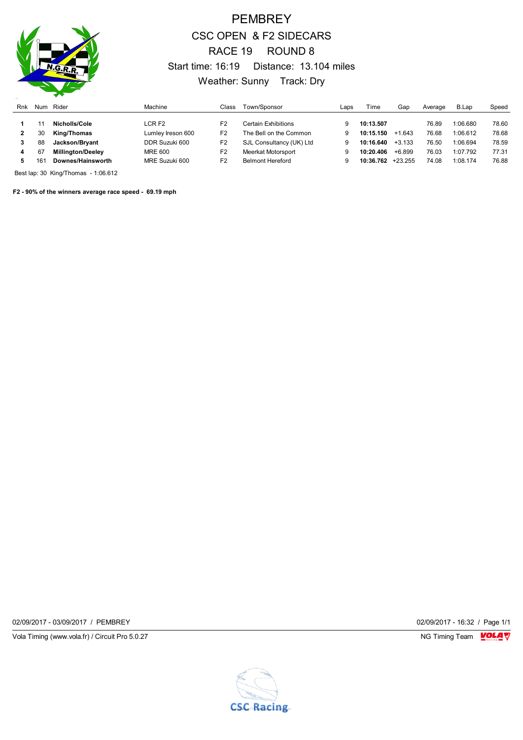# PEMBREY

## CSC OPEN & F2 SIDECARS

## RACE 19 ROUND 8

Start time: 16:19 Distance: 13.104 miles

Weather: Sunny Track: Dry

| Rnk | Num | Rider | Machine | Class | Town/Sponsor | Laps | Time | Gap | Average | B.Lap | Speed |
|---|---|---|---|---|---|---|---|---|---|---|---|
| 1 | 11 | **Nicholls/Cole** | LCR F2 | F2 | Certain Exhibitions | 9 | **10:13.507** | | 76.89 | 1:06.680 | 78.60 |
| 2 | 30 | **King/Thomas** | Lumley Ireson 600 | F2 | The Bell on the Common | 9 | **10:15.150** | +1.643 | 76.68 | 1:06.612 | 78.68 |
| 3 | 88 | **Jackson/Bryant** | DDR Suzuki 600 | F2 | SJL Consultancy (UK) Ltd | 9 | **10:16.640** | +3.133 | 76.50 | 1:06.694 | 78.59 |
| 4 | 67 | **Millington/Deeley** | MRE 600 | F2 | Meerkat Motorsport | 9 | **10:20.406** | +6.899 | 76.03 | 1:07.792 | 77.31 |
| 5 | 161 | **Downes/Hainsworth** | MRE Suzuki 600 | F2 | Belmont Hereford | 9 | **10:36.762** | +23.255 | 74.08 | 1:08.174 | 76.88 |

Best lap: 30 King/Thomas - 1:06.612

**F2 - 90% of the winners average race speed - 69.19 mph**

02/09/2017 - 03/09/2017 / PEMBREY

02/09/2017 - 16:32 / Page 1/1

Vola Timing (www.vola.fr) / Circuit Pro 5.0.27

NG Timing Team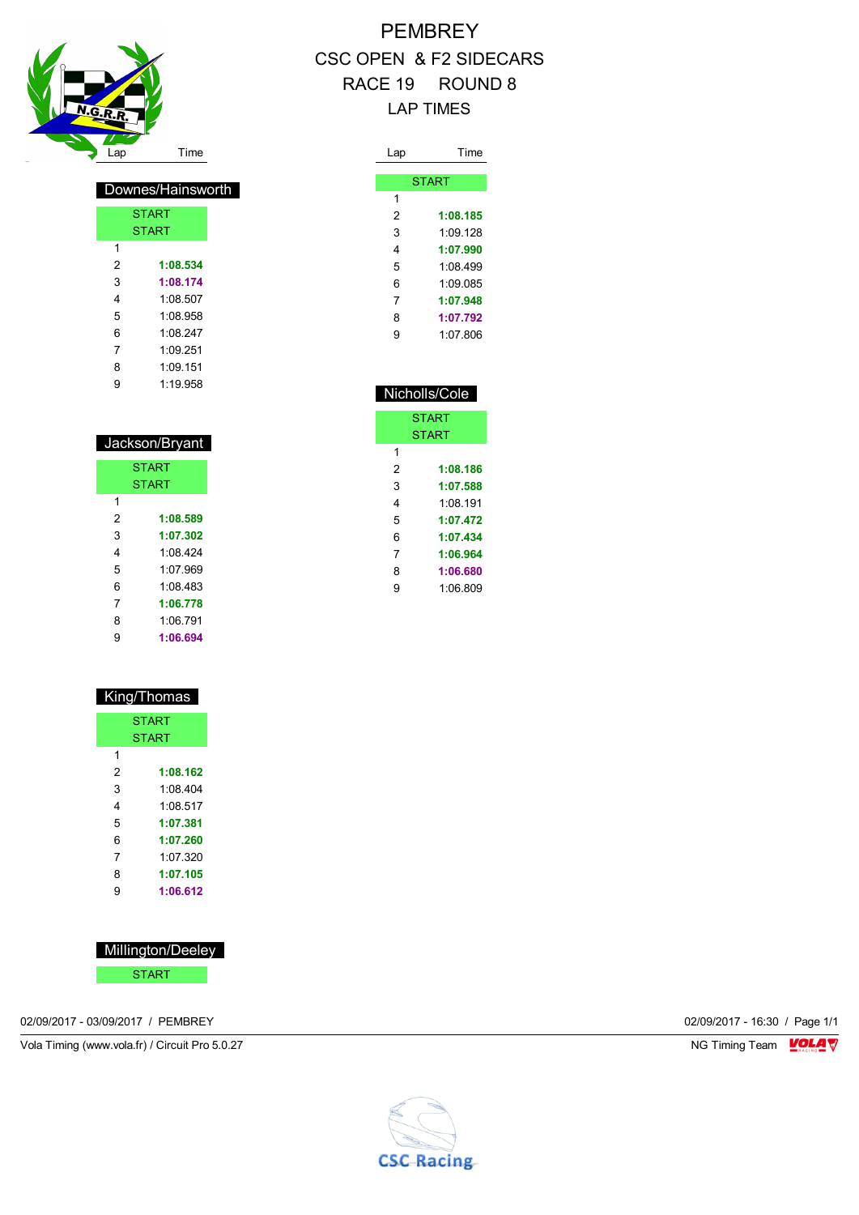# PEMBREY

## CSC OPEN & F2 SIDECARS

## RACE 19 ROUND 8

## LAP TIMES

### Downes/Hainsworth

| Lap | Time |
|---|---|
| | START |
| | START |
| 1 | |
| 2 | **1:08.534** |
| 3 | **1:08.174** |
| 4 | 1:08.507 |
| 5 | 1:08.958 |
| 6 | 1:08.247 |
| 7 | 1:09.251 |
| 8 | 1:09.151 |
| 9 | 1:19.958 |

### Jackson/Bryant

| Lap | Time |
|---|---|
| | START |
| | START |
| 1 | |
| 2 | **1:08.589** |
| 3 | **1:07.302** |
| 4 | 1:08.424 |
| 5 | 1:07.969 |
| 6 | 1:08.483 |
| 7 | **1:06.778** |
| 8 | 1:06.791 |
| 9 | **1:06.694** |

### King/Thomas

| Lap | Time |
|---|---|
| | START |
| | START |
| 1 | |
| 2 | **1:08.162** |
| 3 | 1:08.404 |
| 4 | 1:08.517 |
| 5 | **1:07.381** |
| 6 | **1:07.260** |
| 7 | 1:07.320 |
| 8 | **1:07.105** |
| 9 | **1:06.612** |

### Millington/Deeley

| Lap | Time |
|---|---|
| | START |
| 1 | |
| 2 | **1:08.185** |
| 3 | 1:09.128 |
| 4 | **1:07.990** |
| 5 | 1:08.499 |
| 6 | 1:09.085 |
| 7 | **1:07.948** |
| 8 | **1:07.792** |
| 9 | 1:07.806 |

### Nicholls/Cole

| Lap | Time |
|---|---|
| | START |
| | START |
| 1 | |
| 2 | **1:08.186** |
| 3 | **1:07.588** |
| 4 | 1:08.191 |
| 5 | **1:07.472** |
| 6 | **1:07.434** |
| 7 | **1:06.964** |
| 8 | **1:06.680** |
| 9 | 1:06.809 |

02/09/2017 - 03/09/2017 / PEMBREY

02/09/2017 - 16:30

Vola Timing (www.vola.fr) / Circuit Pro 5.0.27

NG Timing Team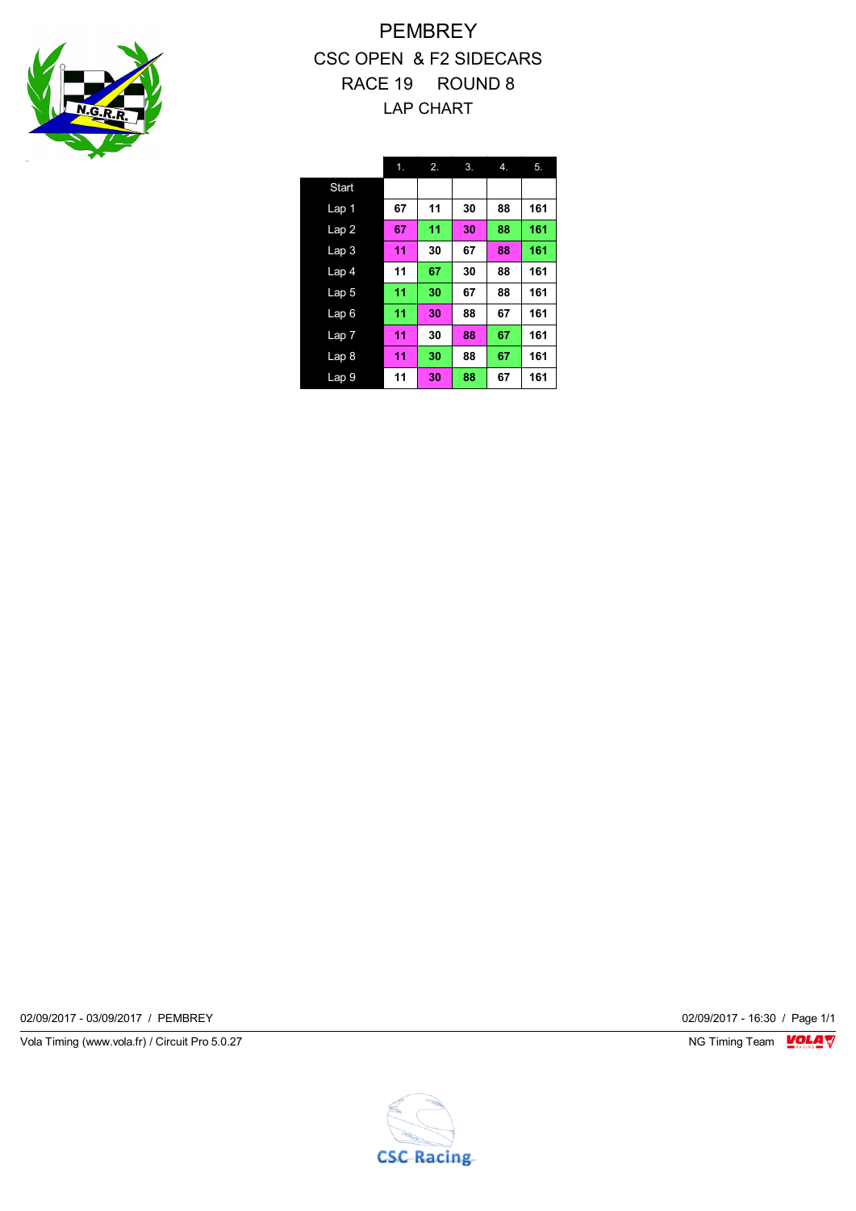# PEMBREY

## CSC OPEN & F2 SIDECARS
## RACE 19 ROUND 8
## LAP CHART

| | 1. | 2. | 3. | 4. | 5. |
|---|---|---|---|---|---|
| Start | | | | | |
| Lap 1 | 67 | 11 | 30 | 88 | 161 |
| Lap 2 | 67 | 11 | 30 | 88 | 161 |
| Lap 3 | 11 | 30 | 67 | 88 | 161 |
| Lap 4 | 11 | 67 | 30 | 88 | 161 |
| Lap 5 | 11 | 30 | 67 | 88 | 161 |
| Lap 6 | 11 | 30 | 88 | 67 | 161 |
| Lap 7 | 11 | 30 | 88 | 67 | 161 |
| Lap 8 | 11 | 30 | 88 | 67 | 161 |
| Lap 9 | 11 | 30 | 88 | 67 | 161 |

02/09/2017 - 03/09/2017 / PEMBREY

02/09/2017 - 16:30 / Page 1/1

Vola Timing (www.vola.fr) / Circuit Pro 5.0.27

NG Timing Team